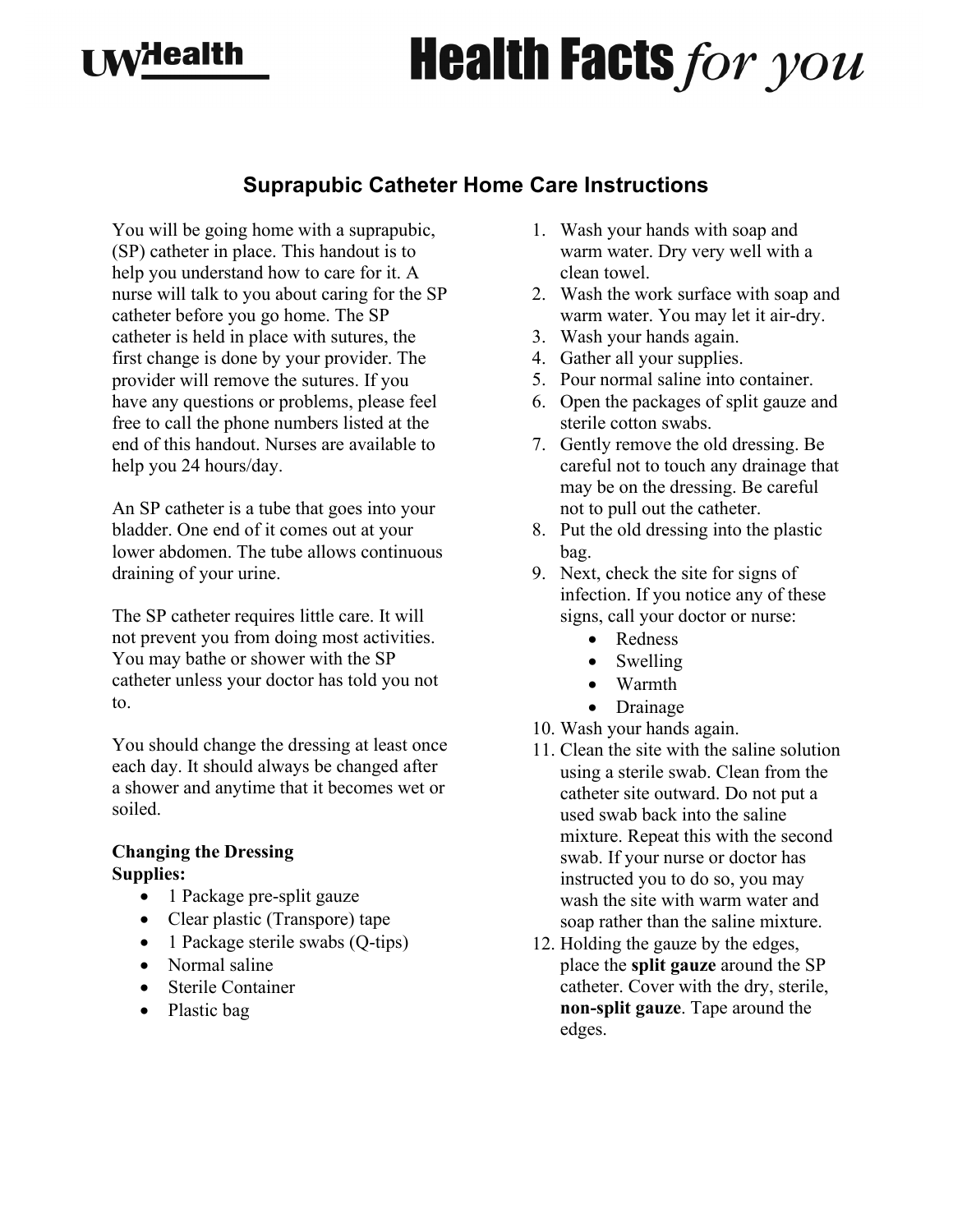# Suprapubic Catheter Home Care Instructions

You will be going home with a suprapubic, (SP) catheter in place. This handout is to help you understand how to care for it. A nurse will talk to you about caring for the SP catheter before you go home. The SP catheter is held in place with sutures, the first change is done by your provider. The provider will remove the sutures. If you have any questions or problems, please feel free to call the phone numbers listed at the end of this handout. Nurses are available to help you 24 hours/day.

An SP catheter is a tube that goes into your bladder. One end of it comes out at your lower abdomen. The tube allows continuous draining of your urine.

The SP catheter requires little care. It will not prevent you from doing most activities. You may bathe or shower with the SP catheter unless your doctor has told you not to.

You should change the dressing at least once each day. It should always be changed after a shower and anytime that it becomes wet or soiled.

**Changing the Dressing**
**Supplies:**

- 1 Package pre-split gauze
- Clear plastic (Transpore) tape
- 1 Package sterile swabs (Q-tips)
- Normal saline
- Sterile Container
- Plastic bag

1. Wash your hands with soap and warm water. Dry very well with a clean towel.
2. Wash the work surface with soap and warm water. You may let it air-dry.
3. Wash your hands again.
4. Gather all your supplies.
5. Pour normal saline into container.
6. Open the packages of split gauze and sterile cotton swabs.
7. Gently remove the old dressing. Be careful not to touch any drainage that may be on the dressing. Be careful not to pull out the catheter.
8. Put the old dressing into the plastic bag.
9. Next, check the site for signs of infection. If you notice any of these signs, call your doctor or nurse:
   - Redness
   - Swelling
   - Warmth
   - Drainage
10. Wash your hands again.
11. Clean the site with the saline solution using a sterile swab. Clean from the catheter site outward. Do not put a used swab back into the saline mixture. Repeat this with the second swab. If your nurse or doctor has instructed you to do so, you may wash the site with warm water and soap rather than the saline mixture.
12. Holding the gauze by the edges, place the **split gauze** around the SP catheter. Cover with the dry, sterile, **non-split gauze**. Tape around the edges.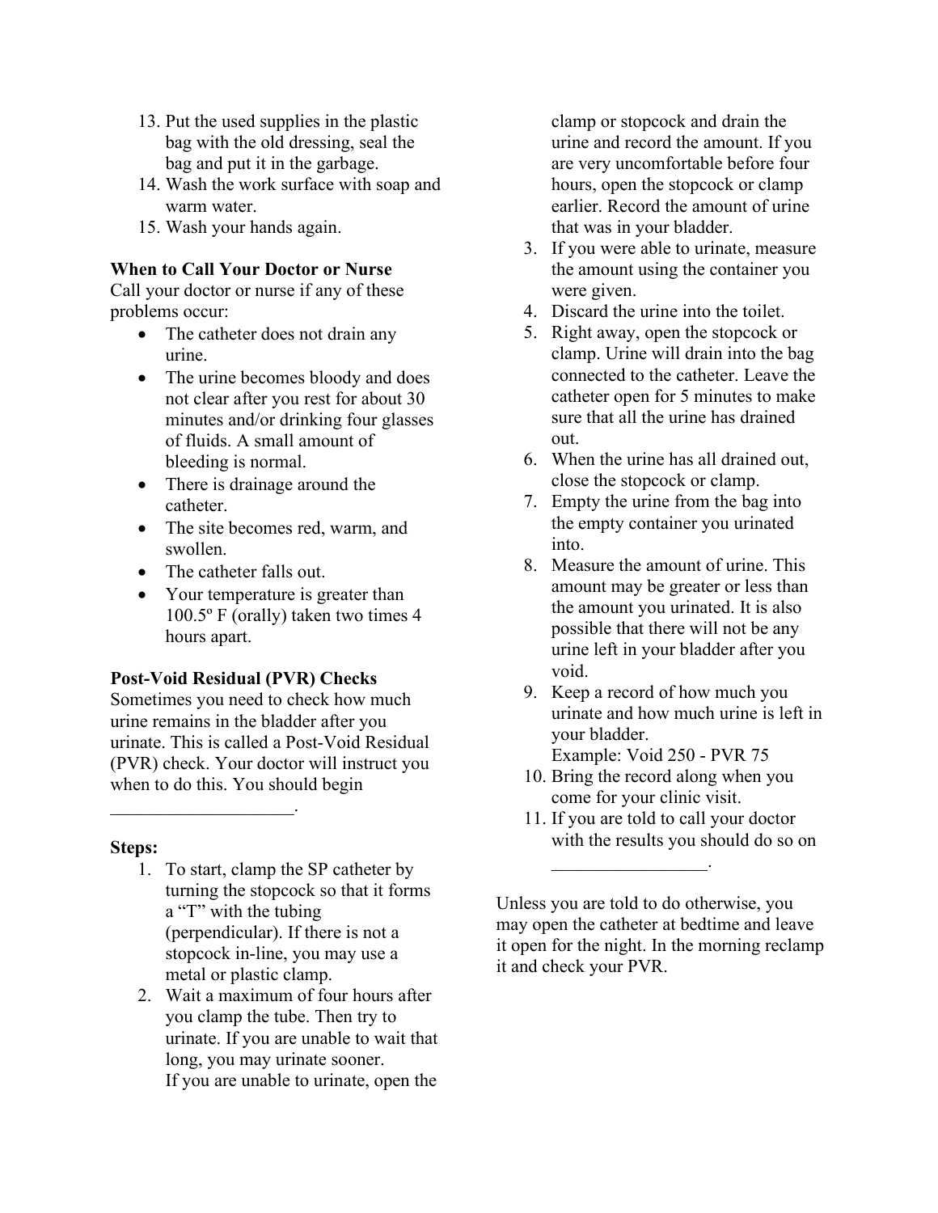13. Put the used supplies in the plastic bag with the old dressing, seal the bag and put it in the garbage.
14. Wash the work surface with soap and warm water.
15. Wash your hands again.

**When to Call Your Doctor or Nurse**

Call your doctor or nurse if any of these problems occur:

- The catheter does not drain any urine.
- The urine becomes bloody and does not clear after you rest for about 30 minutes and/or drinking four glasses of fluids. A small amount of bleeding is normal.
- There is drainage around the catheter.
- The site becomes red, warm, and swollen.
- The catheter falls out.
- Your temperature is greater than 100.5º F (orally) taken two times 4 hours apart.

**Post-Void Residual (PVR) Checks**

Sometimes you need to check how much urine remains in the bladder after you urinate. This is called a Post-Void Residual (PVR) check. Your doctor will instruct you when to do this. You should begin ____________________.

**Steps:**

1. To start, clamp the SP catheter by turning the stopcock so that it forms a "T" with the tubing (perpendicular). If there is not a stopcock in-line, you may use a metal or plastic clamp.
2. Wait a maximum of four hours after you clamp the tube. Then try to urinate. If you are unable to wait that long, you may urinate sooner.
   If you are unable to urinate, open the clamp or stopcock and drain the urine and record the amount. If you are very uncomfortable before four hours, open the stopcock or clamp earlier. Record the amount of urine that was in your bladder.
3. If you were able to urinate, measure the amount using the container you were given.
4. Discard the urine into the toilet.
5. Right away, open the stopcock or clamp. Urine will drain into the bag connected to the catheter. Leave the catheter open for 5 minutes to make sure that all the urine has drained out.
6. When the urine has all drained out, close the stopcock or clamp.
7. Empty the urine from the bag into the empty container you urinated into.
8. Measure the amount of urine. This amount may be greater or less than the amount you urinated. It is also possible that there will not be any urine left in your bladder after you void.
9. Keep a record of how much you urinate and how much urine is left in your bladder.
   Example: Void 250 - PVR 75
10. Bring the record along when you come for your clinic visit.
11. If you are told to call your doctor with the results you should do so on _________________.

Unless you are told to do otherwise, you may open the catheter at bedtime and leave it open for the night. In the morning reclamp it and check your PVR.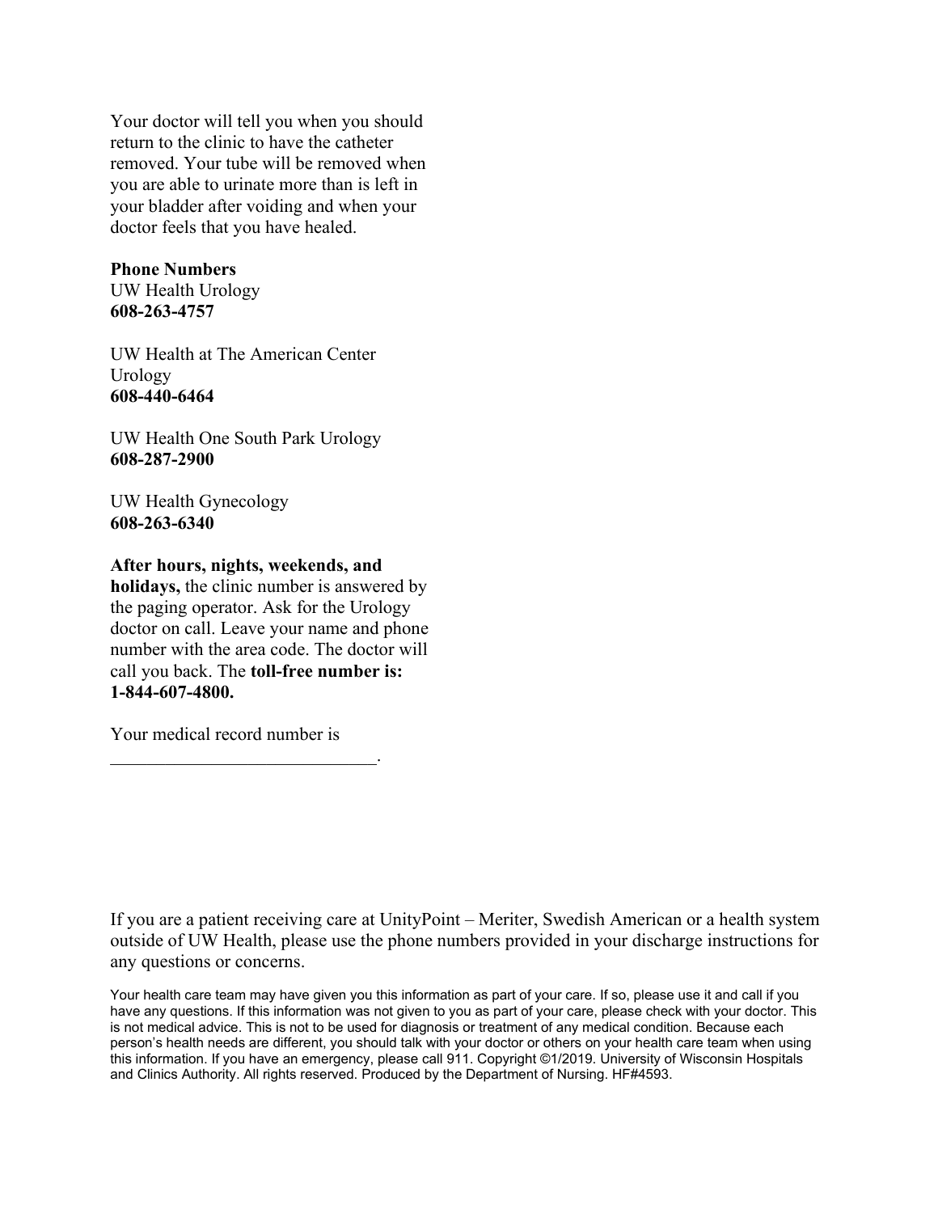Your doctor will tell you when you should return to the clinic to have the catheter removed. Your tube will be removed when you are able to urinate more than is left in your bladder after voiding and when your doctor feels that you have healed.

**Phone Numbers**

UW Health Urology
**608-263-4757**

UW Health at The American Center Urology
**608-440-6464**

UW Health One South Park Urology
**608-287-2900**

UW Health Gynecology
**608-263-6340**

**After hours, nights, weekends, and holidays,** the clinic number is answered by the paging operator. Ask for the Urology doctor on call. Leave your name and phone number with the area code. The doctor will call you back. The **toll-free number is: 1-844-607-4800.**

Your medical record number is _____________________________.

If you are a patient receiving care at UnityPoint – Meriter, Swedish American or a health system outside of UW Health, please use the phone numbers provided in your discharge instructions for any questions or concerns.

Your health care team may have given you this information as part of your care. If so, please use it and call if you have any questions. If this information was not given to you as part of your care, please check with your doctor. This is not medical advice. This is not to be used for diagnosis or treatment of any medical condition. Because each person's health needs are different, you should talk with your doctor or others on your health care team when using this information. If you have an emergency, please call 911. Copyright ©1/2019. University of Wisconsin Hospitals and Clinics Authority. All rights reserved. Produced by the Department of Nursing. HF#4593.